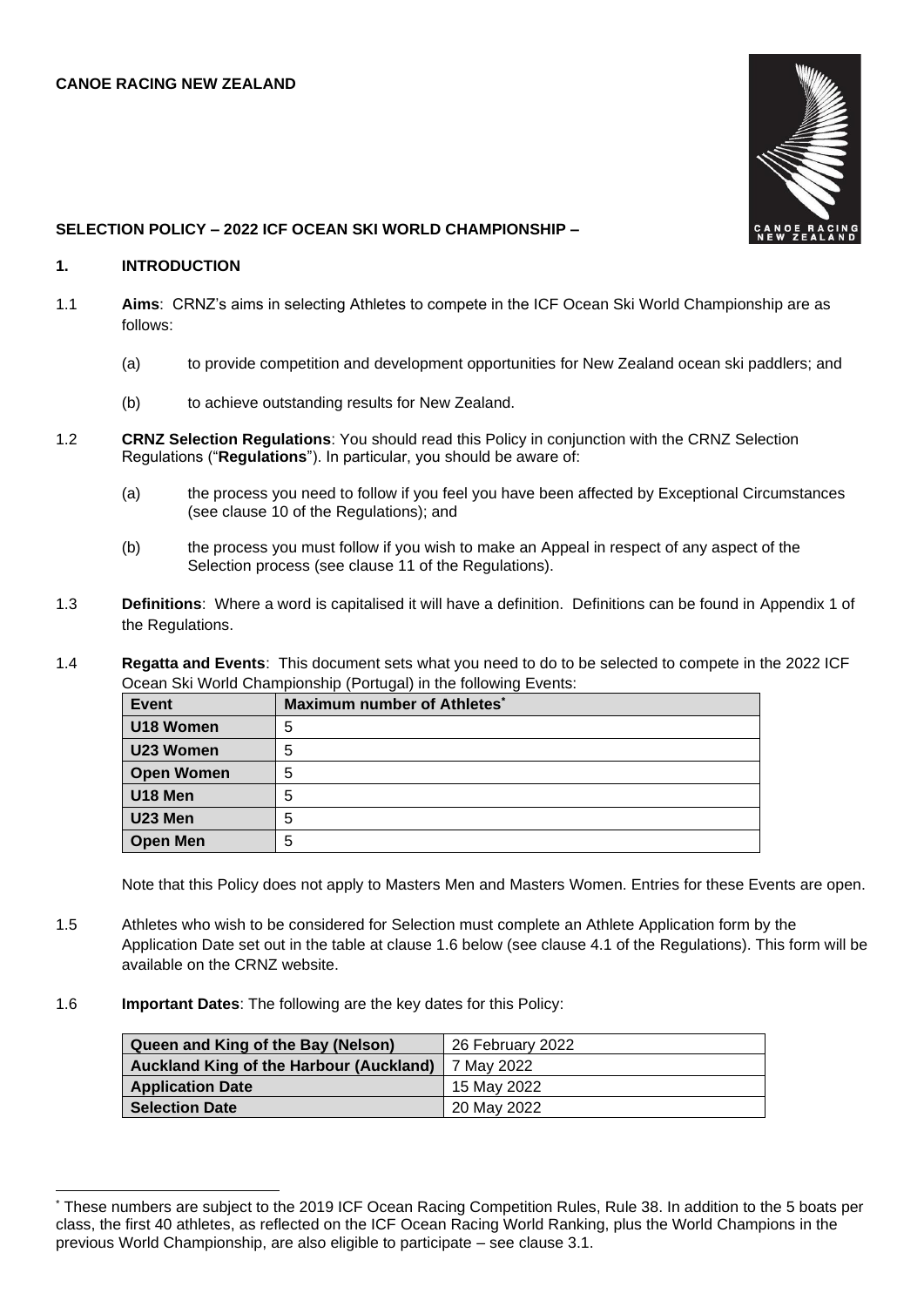**CANOE RACING NEW ZEALAND**

**SELECTION POLICY – 2022 ICF OCEAN SKI WORLD CHAMPIONSHIP –**

## 1. INTRODUCTION

1.1 **Aims**: CRNZ's aims in selecting Athletes to compete in the ICF Ocean Ski World Championship are as follows:

(a) to provide competition and development opportunities for New Zealand ocean ski paddlers; and

(b) to achieve outstanding results for New Zealand.

1.2 **CRNZ Selection Regulations**: You should read this Policy in conjunction with the CRNZ Selection Regulations ("**Regulations**"). In particular, you should be aware of:

(a) the process you need to follow if you feel you have been affected by Exceptional Circumstances (see clause 10 of the Regulations); and

(b) the process you must follow if you wish to make an Appeal in respect of any aspect of the Selection process (see clause 11 of the Regulations).

1.3 **Definitions**: Where a word is capitalised it will have a definition. Definitions can be found in Appendix 1 of the Regulations.

1.4 **Regatta and Events**: This document sets what you need to do to be selected to compete in the 2022 ICF Ocean Ski World Championship (Portugal) in the following Events:

| Event | Maximum number of Athletes* |
|---|---|
| **U18 Women** | 5 |
| **U23 Women** | 5 |
| **Open Women** | 5 |
| **U18 Men** | 5 |
| **U23 Men** | 5 |
| **Open Men** | 5 |

Note that this Policy does not apply to Masters Men and Masters Women. Entries for these Events are open.

1.5 Athletes who wish to be considered for Selection must complete an Athlete Application form by the Application Date set out in the table at clause 1.6 below (see clause 4.1 of the Regulations). This form will be available on the CRNZ website.

1.6 **Important Dates**: The following are the key dates for this Policy:

| | |
|---|---|
| **Queen and King of the Bay (Nelson)** | 26 February 2022 |
| **Auckland King of the Harbour (Auckland)** | 7 May 2022 |
| **Application Date** | 15 May 2022 |
| **Selection Date** | 20 May 2022 |

* These numbers are subject to the 2019 ICF Ocean Racing Competition Rules, Rule 38. In addition to the 5 boats per class, the first 40 athletes, as reflected on the ICF Ocean Racing World Ranking, plus the World Champions in the previous World Championship, are also eligible to participate – see clause 3.1.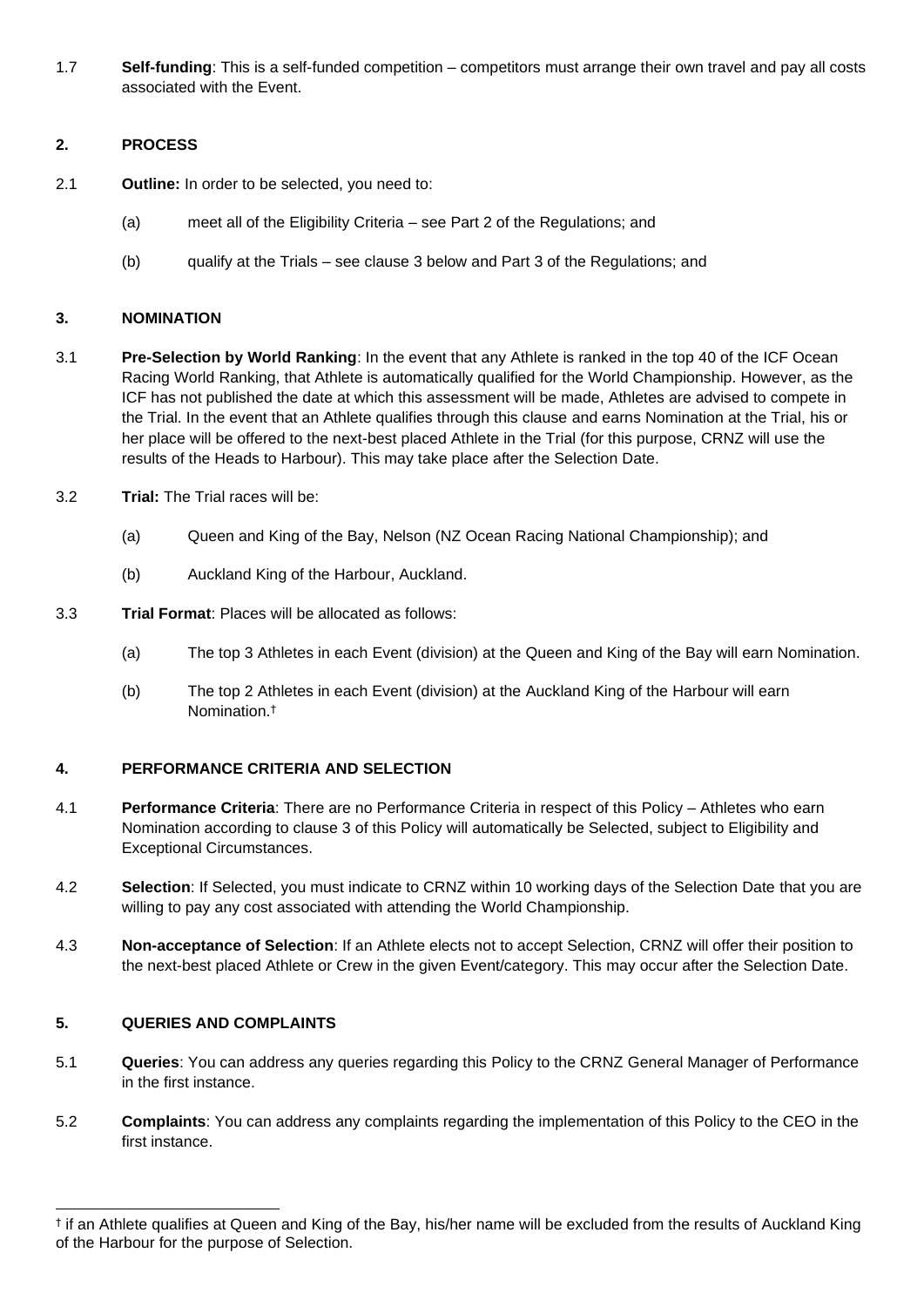1.7 **Self-funding**: This is a self-funded competition – competitors must arrange their own travel and pay all costs associated with the Event.

## 2. PROCESS

2.1 **Outline:** In order to be selected, you need to:

(a) meet all of the Eligibility Criteria – see Part 2 of the Regulations; and

(b) qualify at the Trials – see clause 3 below and Part 3 of the Regulations; and

## 3. NOMINATION

3.1 **Pre-Selection by World Ranking**: In the event that any Athlete is ranked in the top 40 of the ICF Ocean Racing World Ranking, that Athlete is automatically qualified for the World Championship. However, as the ICF has not published the date at which this assessment will be made, Athletes are advised to compete in the Trial. In the event that an Athlete qualifies through this clause and earns Nomination at the Trial, his or her place will be offered to the next-best placed Athlete in the Trial (for this purpose, CRNZ will use the results of the Heads to Harbour). This may take place after the Selection Date.

3.2 **Trial:** The Trial races will be:

(a) Queen and King of the Bay, Nelson (NZ Ocean Racing National Championship); and

(b) Auckland King of the Harbour, Auckland.

3.3 **Trial Format**: Places will be allocated as follows:

(a) The top 3 Athletes in each Event (division) at the Queen and King of the Bay will earn Nomination.

(b) The top 2 Athletes in each Event (division) at the Auckland King of the Harbour will earn Nomination.[†]

## 4. PERFORMANCE CRITERIA AND SELECTION

4.1 **Performance Criteria**: There are no Performance Criteria in respect of this Policy – Athletes who earn Nomination according to clause 3 of this Policy will automatically be Selected, subject to Eligibility and Exceptional Circumstances.

4.2 **Selection**: If Selected, you must indicate to CRNZ within 10 working days of the Selection Date that you are willing to pay any cost associated with attending the World Championship.

4.3 **Non-acceptance of Selection**: If an Athlete elects not to accept Selection, CRNZ will offer their position to the next-best placed Athlete or Crew in the given Event/category. This may occur after the Selection Date.

## 5. QUERIES AND COMPLAINTS

5.1 **Queries**: You can address any queries regarding this Policy to the CRNZ General Manager of Performance in the first instance.

5.2 **Complaints**: You can address any complaints regarding the implementation of this Policy to the CEO in the first instance.

---

[†] if an Athlete qualifies at Queen and King of the Bay, his/her name will be excluded from the results of Auckland King of the Harbour for the purpose of Selection.